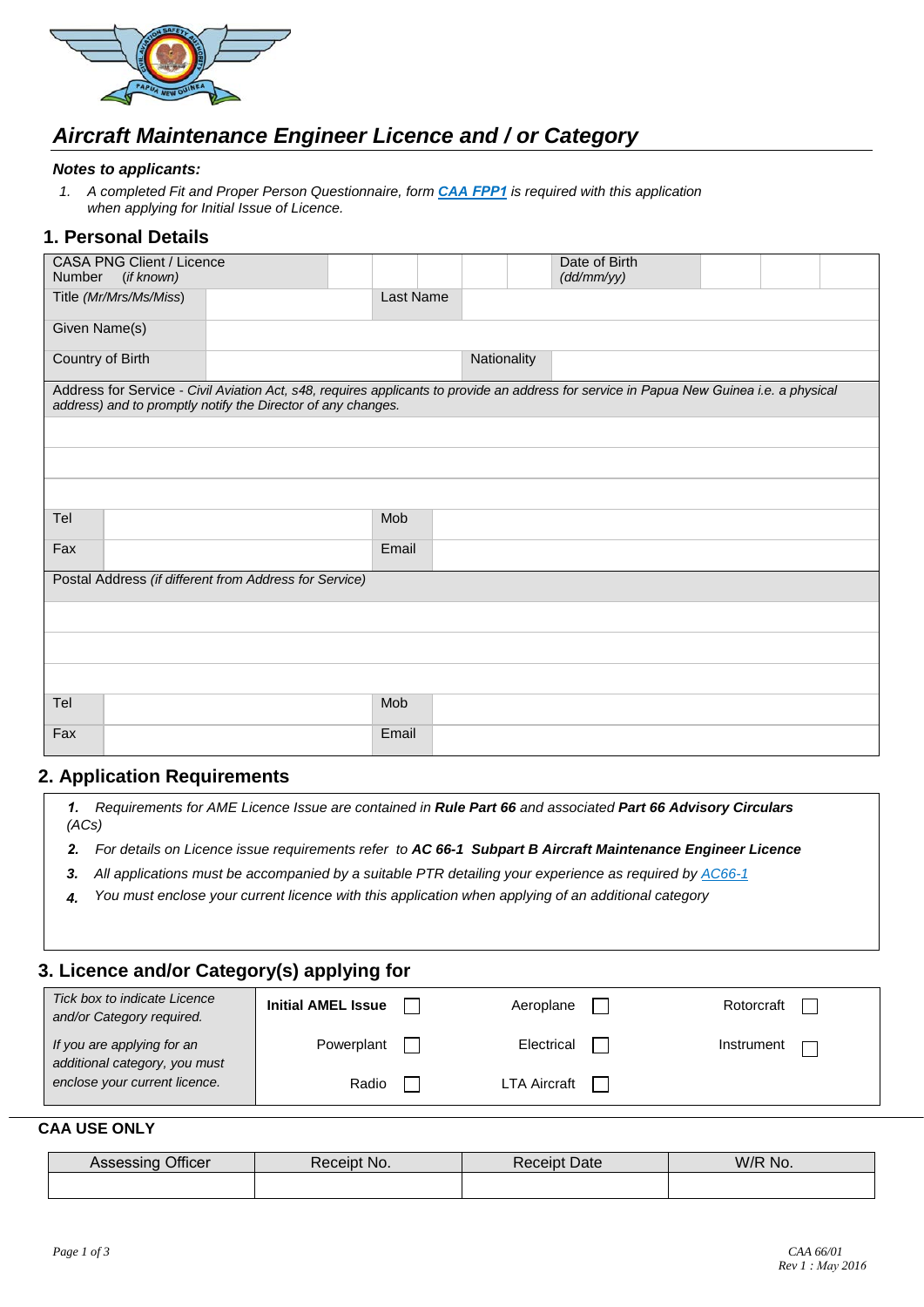# Aircraft Maintenance Engineer Licence and / or Category

### *Notes to applicants:*

1. *A completed Fit and Proper Person Questionnaire, form **CAA FPP1** is required with this application when applying for Initial Issue of Licence.*

## 1. Personal Details

| CASA PNG Client / Licence Number *(if known)* | | | | Date of Birth *(dd/mm/yy)* | |
|---|---|---|---|---|---|
| Title *(Mr/Mrs/Ms/Miss)* | | Last Name | | | |
| Given Name(s) | | | | | |
| Country of Birth | | | Nationality | | |

Address for Service - *Civil Aviation Act, s48, requires applicants to provide an address for service in Papua New Guinea i.e. a physical address) and to promptly notify the Director of any changes.*

| | | | |
|---|---|---|---|
| Tel | | Mob | |
| Fax | | Email | |

Postal Address *(if different from Address for Service)*

| | | | |
|---|---|---|---|
| Tel | | Mob | |
| Fax | | Email | |

## 2. Application Requirements

1. *Requirements for AME Licence Issue are contained in **Rule Part 66** and associated **Part 66 Advisory Circulars** (ACs)*
2. *For details on Licence issue requirements refer to **AC 66-1 Subpart B Aircraft Maintenance Engineer Licence***
3. *All applications must be accompanied by a suitable PTR detailing your experience as required by AC66-1*
4. *You must enclose your current licence with this application when applying of an additional category*

## 3. Licence and/or Category(s) applying for

*Tick box to indicate Licence and/or Category required.*

*If you are applying for an additional category, you must enclose your current licence.*

| | | |
|---|---|---|
| **Initial AMEL Issue** ☐ | Aeroplane ☐ | Rotorcraft ☐ |
| Powerplant ☐ | Electrical ☐ | Instrument ☐ |
| Radio ☐ | LTA Aircraft ☐ | |

**CAA USE ONLY**

| Assessing Officer | Receipt No. | Receipt Date | W/R No. |
|---|---|---|---|
| | | | |

CAA 66/01
Rev 1 : May 2016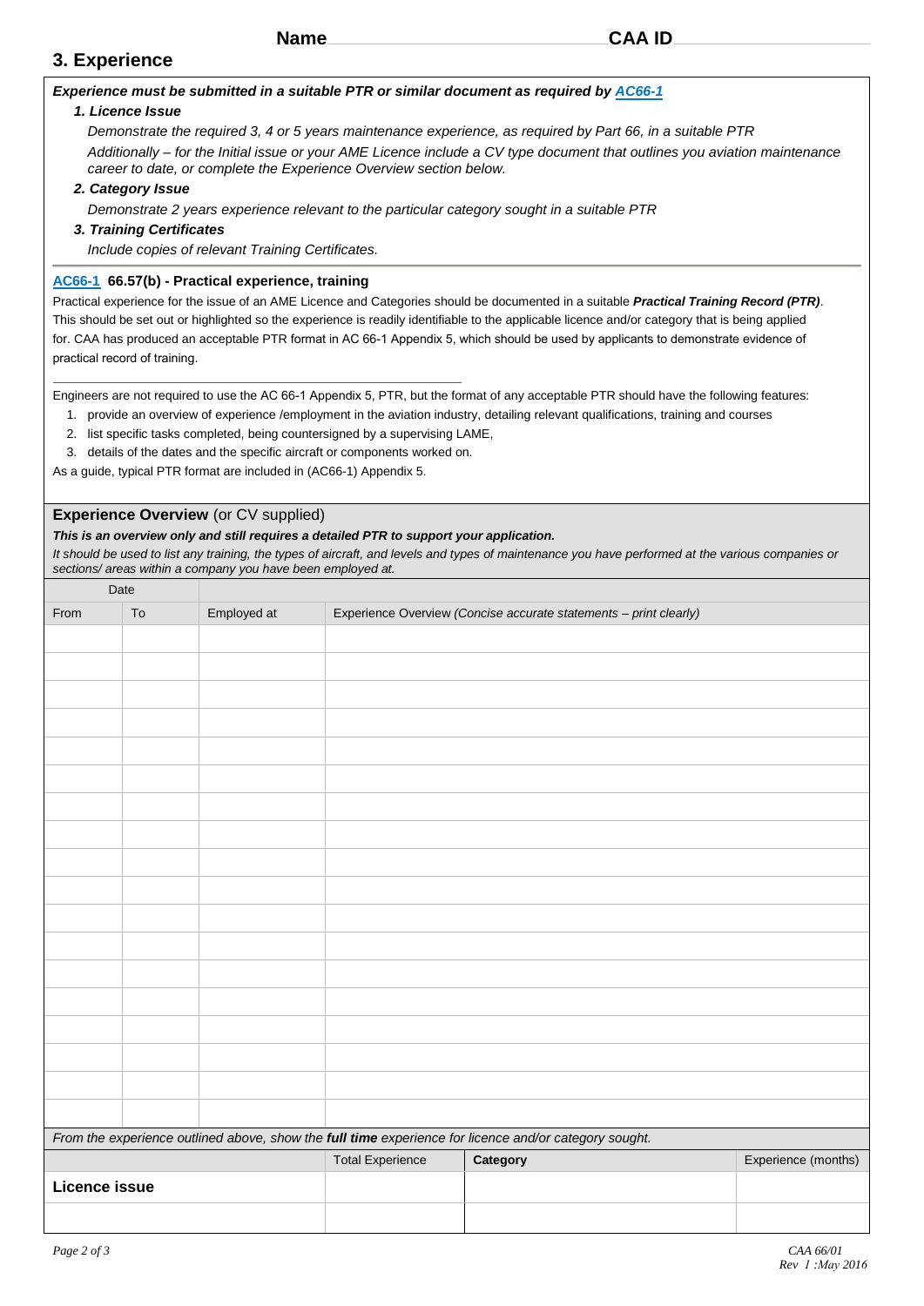Name CAA ID

## 3. Experience

***Experience must be submitted in a suitable PTR or similar document as required by AC66-1***

***1. Licence Issue***

*Demonstrate the required 3, 4 or 5 years maintenance experience, as required by Part 66, in a suitable PTR*

*Additionally – for the Initial issue or your AME Licence include a CV type document that outlines you aviation maintenance career to date, or complete the Experience Overview section below.*

***2. Category Issue***

*Demonstrate 2 years experience relevant to the particular category sought in a suitable PTR*

***3. Training Certificates***

*Include copies of relevant Training Certificates.*

**AC66-1 66.57(b) - Practical experience, training**

Practical experience for the issue of an AME Licence and Categories should be documented in a suitable ***Practical Training Record (PTR)***. This should be set out or highlighted so the experience is readily identifiable to the applicable licence and/or category that is being applied for. CAA has produced an acceptable PTR format in AC 66-1 Appendix 5, which should be used by applicants to demonstrate evidence of practical record of training.

Engineers are not required to use the AC 66-1 Appendix 5, PTR, but the format of any acceptable PTR should have the following features:

1. provide an overview of experience /employment in the aviation industry, detailing relevant qualifications, training and courses
2. list specific tasks completed, being countersigned by a supervising LAME,
3. details of the dates and the specific aircraft or components worked on.

As a guide, typical PTR format are included in (AC66-1) Appendix 5.

### Experience Overview (or CV supplied)

***This is an overview only and still requires a detailed PTR to support your application.***

*It should be used to list any training, the types of aircraft, and levels and types of maintenance you have performed at the various companies or sections/ areas within a company you have been employed at.*

| Date | | | |
|---|---|---|---|
| From | To | Employed at | Experience Overview *(Concise accurate statements – print clearly)* |
| | | | |
| | | | |
| | | | |
| | | | |
| | | | |
| | | | |
| | | | |
| | | | |
| | | | |
| | | | |
| | | | |
| | | | |
| | | | |
| | | | |
| | | | |
| | | | |
| | | | |
| | | | |

*From the experience outlined above, show the **full time** experience for licence and/or category sought.*

| | Total Experience | **Category** | Experience (months) |
|---|---|---|---|
| **Licence issue** | | | |
| | | | |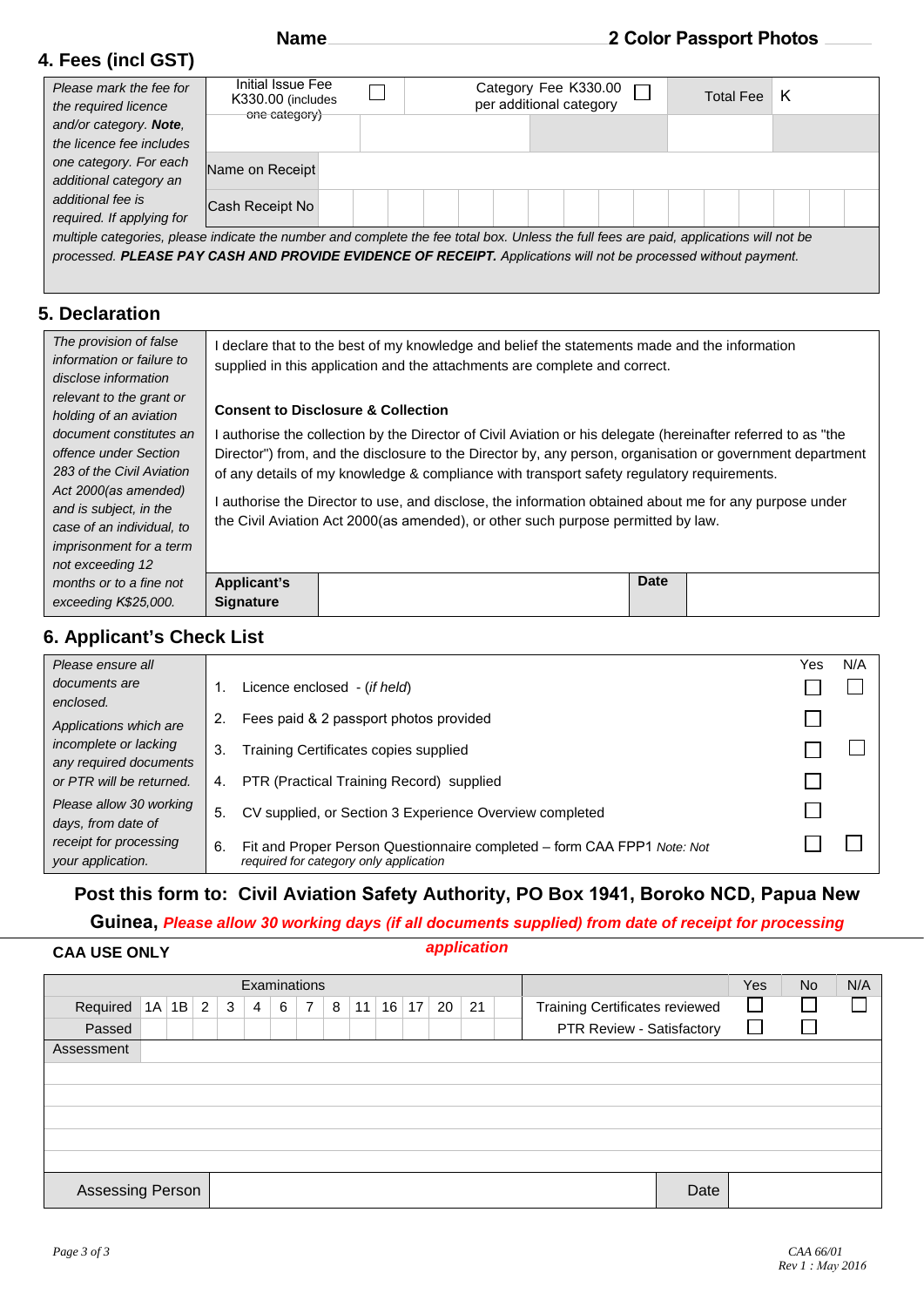**Name** ______________________ **2 Color Passport Photos** ______

## 4. Fees (incl GST)

| | | | | |
|---|---|---|---|---|
| *Please mark the fee for the required licence and/or category. **Note**, the licence fee includes one category. For each additional category an additional fee is required. If applying for multiple categories, please indicate the number and complete the fee total box. Unless the full fees are paid, applications will not be processed. **PLEASE PAY CASH AND PROVIDE EVIDENCE OF RECEIPT.** Applications will not be processed without payment.* | Initial Issue Fee K330.00 (includes one category) ☐ | Category Fee K330.00 per additional category ☐ | Total Fee | K |
| | Name on Receipt | | | |
| | Cash Receipt No | | | |

## 5. Declaration

| | |
|---|---|
| *The provision of false information or failure to disclose information relevant to the grant or holding of an aviation document constitutes an offence under Section 283 of the Civil Aviation Act 2000(as amended) and is subject, in the case of an individual, to imprisonment for a term not exceeding 12 months or to a fine not exceeding K$25,000.* | I declare that to the best of my knowledge and belief the statements made and the information supplied in this application and the attachments are complete and correct.<br><br>**Consent to Disclosure & Collection**<br><br>I authorise the collection by the Director of Civil Aviation or his delegate (hereinafter referred to as "the Director") from, and the disclosure to the Director by, any person, organisation or government department of any details of my knowledge & compliance with transport safety regulatory requirements.<br><br>I authorise the Director to use, and disclose, the information obtained about me for any purpose under the Civil Aviation Act 2000(as amended), or other such purpose permitted by law. |
| | **Applicant's Signature** ______ **Date** ______ |

## 6. Applicant's Check List

| | | Yes | N/A |
|---|---|---|---|
| *Please ensure all documents are enclosed.* | 1. Licence enclosed - (*if held*) | ☐ | ☐ |
| *Applications which are incomplete or lacking any required documents or PTR will be returned.* | 2. Fees paid & 2 passport photos provided | ☐ | |
| | 3. Training Certificates copies supplied | ☐ | ☐ |
| *Please allow 30 working days, from date of receipt for processing your application.* | 4. PTR (Practical Training Record) supplied | ☐ | |
| | 5. CV supplied, or Section 3 Experience Overview completed | ☐ | |
| | 6. Fit and Proper Person Questionnaire completed – form CAA FPP1 *Note: Not required for category only application* | ☐ | ☐ |

**Post this form to: Civil Aviation Safety Authority, PO Box 1941, Boroko NCD, Papua New Guinea,** ***Please allow 30 working days (if all documents supplied) from date of receipt for processing application***

**CAA USE ONLY**

| Examinations | 1A | 1B | 2 | 3 | 4 | 6 | 7 | 8 | 11 | 16 | 17 | 20 | 21 | | | Yes | No | N/A |
|---|---|---|---|---|---|---|---|---|---|---|---|---|---|---|---|---|---|---|
| Required | | | | | | | | | | | | | | | Training Certificates reviewed | ☐ | ☐ | ☐ |
| Passed | | | | | | | | | | | | | | | PTR Review - Satisfactory | ☐ | ☐ | |
| Assessment | | | | | | | | | | | | | | | | | | |
| | | | | | | | | | | | | | | | | | | |
| | | | | | | | | | | | | | | | | | | |
| | | | | | | | | | | | | | | | | | | |
| | | | | | | | | | | | | | | | | | | |
| | | | | | | | | | | | | | | | | | | |
| Assessing Person | | | | | | | | | | | | | | | Date | | | |

*CAA 66/01*
*Rev 1 : May 2016*